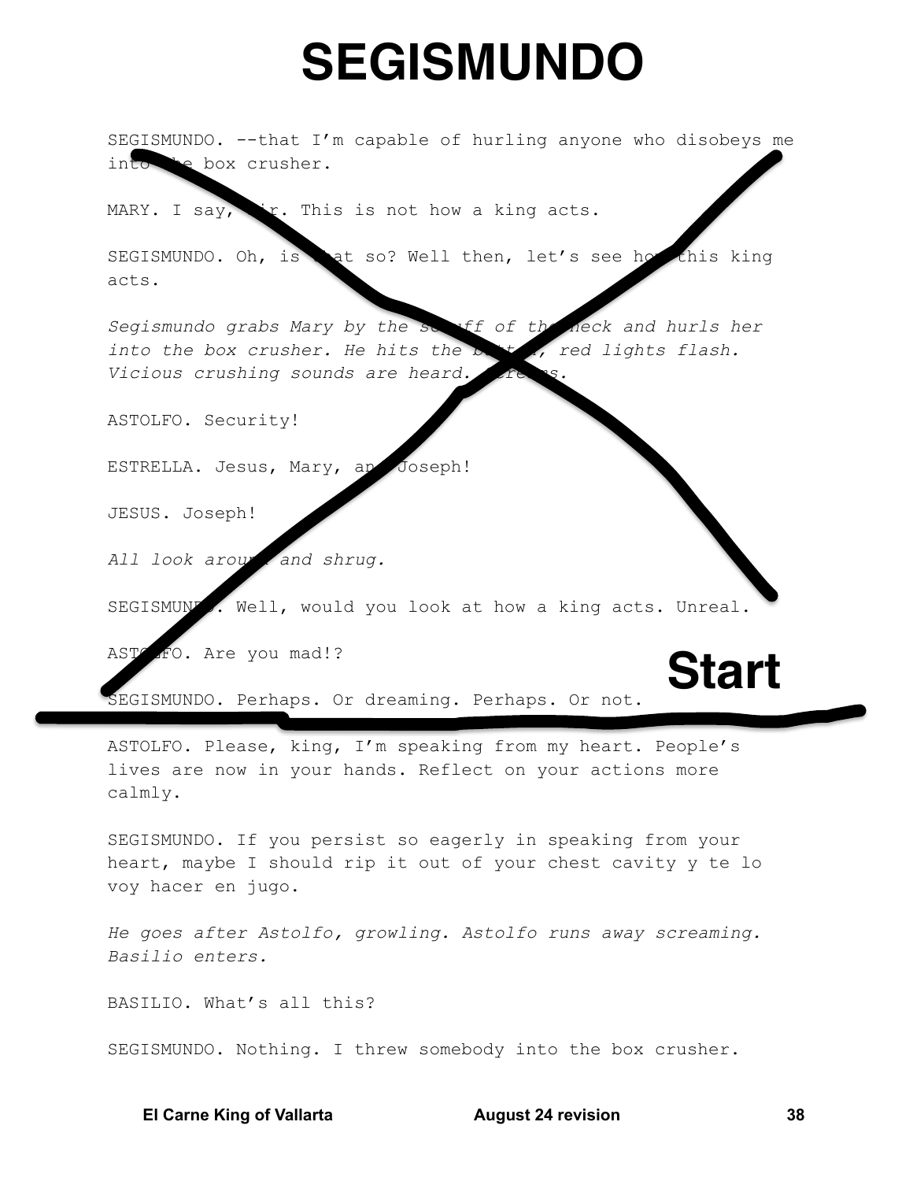# SEGISMUNDO

SEGISMUNDO. --that I'm capable of hurling anyone who disobeys me into the box crusher.

MARY. I say, sir. This is not how a king acts.

SEGISMUNDO. Oh, is that so? Well then, let's see how this king acts.

*Segismundo grabs Mary by the scruff of the neck and hurls her into the box crusher. He hits the button, red lights flash. Vicious crushing sounds are heard. Screams.*

ASTOLFO. Security!

ESTRELLA. Jesus, Mary, and Joseph!

JESUS. Joseph!

*All look around and shrug.*

SEGISMUNDO. Well, would you look at how a king acts. Unreal.

ASTOLFO. Are you mad!?

**Start**

SEGISMUNDO. Perhaps. Or dreaming. Perhaps. Or not.

ASTOLFO. Please, king, I'm speaking from my heart. People's lives are now in your hands. Reflect on your actions more calmly.

SEGISMUNDO. If you persist so eagerly in speaking from your heart, maybe I should rip it out of your chest cavity y te lo voy hacer en jugo.

*He goes after Astolfo, growling. Astolfo runs away screaming. Basilio enters.*

BASILIO. What's all this?

SEGISMUNDO. Nothing. I threw somebody into the box crusher.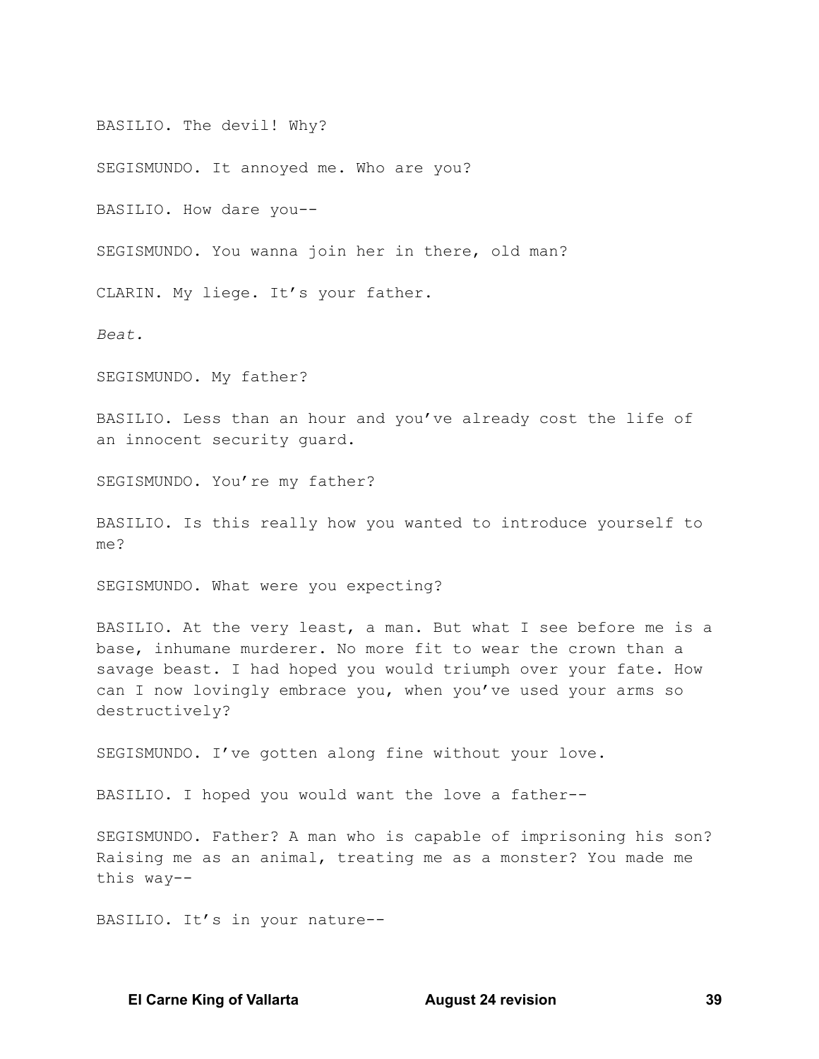BASILIO. The devil! Why?

SEGISMUNDO. It annoyed me. Who are you?

BASILIO. How dare you--

SEGISMUNDO. You wanna join her in there, old man?

CLARIN. My liege. It’s your father.

*Beat.*

SEGISMUNDO. My father?

BASILIO. Less than an hour and you’ve already cost the life of an innocent security guard.

SEGISMUNDO. You’re my father?

BASILIO. Is this really how you wanted to introduce yourself to me?

SEGISMUNDO. What were you expecting?

BASILIO. At the very least, a man. But what I see before me is a base, inhumane murderer. No more fit to wear the crown than a savage beast. I had hoped you would triumph over your fate. How can I now lovingly embrace you, when you’ve used your arms so destructively?

SEGISMUNDO. I’ve gotten along fine without your love.

BASILIO. I hoped you would want the love a father--

SEGISMUNDO. Father? A man who is capable of imprisoning his son? Raising me as an animal, treating me as a monster? You made me this way--

BASILIO. It’s in your nature--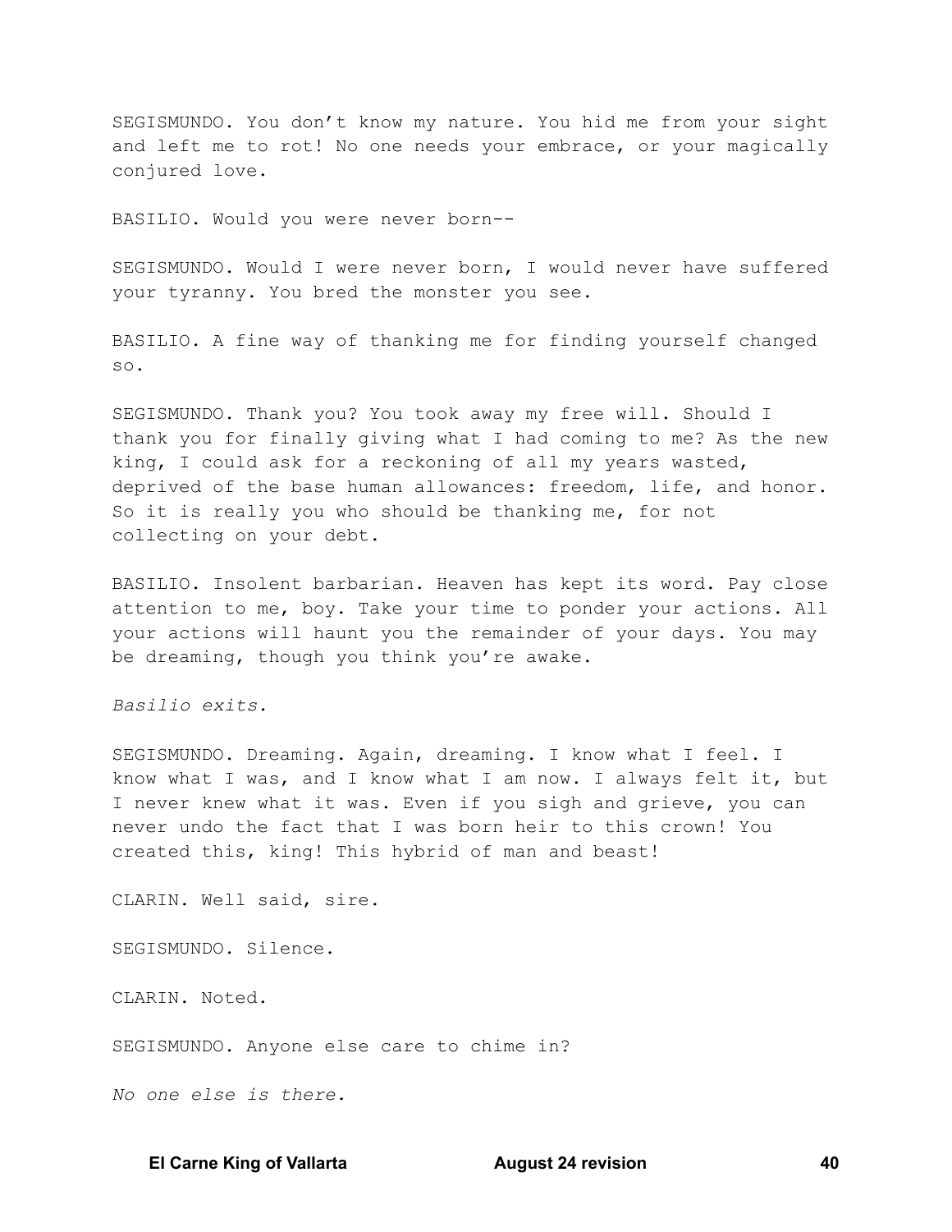SEGISMUNDO. You don't know my nature. You hid me from your sight and left me to rot! No one needs your embrace, or your magically conjured love.

BASILIO. Would you were never born--

SEGISMUNDO. Would I were never born, I would never have suffered your tyranny. You bred the monster you see.

BASILIO. A fine way of thanking me for finding yourself changed so.

SEGISMUNDO. Thank you? You took away my free will. Should I thank you for finally giving what I had coming to me? As the new king, I could ask for a reckoning of all my years wasted, deprived of the base human allowances: freedom, life, and honor. So it is really you who should be thanking me, for not collecting on your debt.

BASILIO. Insolent barbarian. Heaven has kept its word. Pay close attention to me, boy. Take your time to ponder your actions. All your actions will haunt you the remainder of your days. You may be dreaming, though you think you're awake.

*Basilio exits.*

SEGISMUNDO. Dreaming. Again, dreaming. I know what I feel. I know what I was, and I know what I am now. I always felt it, but I never knew what it was. Even if you sigh and grieve, you can never undo the fact that I was born heir to this crown! You created this, king! This hybrid of man and beast!

CLARIN. Well said, sire.

SEGISMUNDO. Silence.

CLARIN. Noted.

SEGISMUNDO. Anyone else care to chime in?

*No one else is there.*